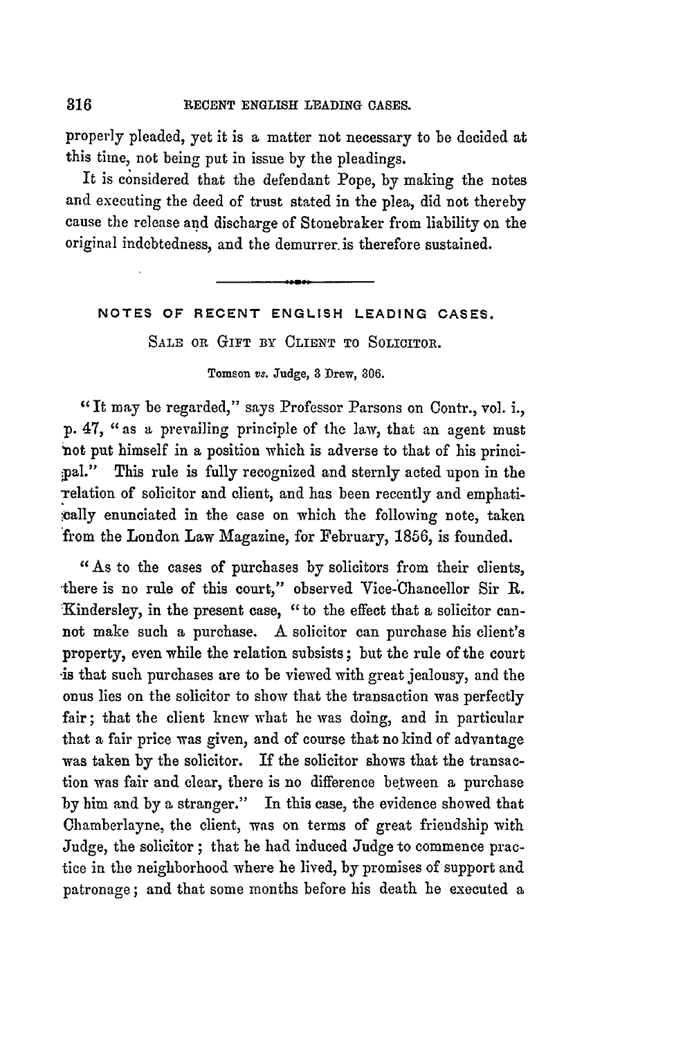properly pleaded, yet it is a matter not necessary to be decided at this time, not being put in issue by the pleadings.

It is considered that the defendant Pope, by making the notes and executing the deed of trust stated in the plea, did not thereby cause the release and discharge of Stonebraker from liability on the original indebtedness, and the demurrer is therefore sustained.

---

## NOTES OF RECENT ENGLISH LEADING CASES.

### SALE OR GIFT BY CLIENT TO SOLICITOR.

Tomson *vs.* Judge, 3 Drew, 306.

"It may be regarded," says Professor Parsons on Contr., vol. i., p. 47, "as a prevailing principle of the law, that an agent must not put himself in a position which is adverse to that of his principal." This rule is fully recognized and sternly acted upon in the relation of solicitor and client, and has been recently and emphatically enunciated in the case on which the following note, taken from the London Law Magazine, for February, 1856, is founded.

"As to the cases of purchases by solicitors from their clients, there is no rule of this court," observed Vice-Chancellor Sir R. Kindersley, in the present case, "to the effect that a solicitor cannot make such a purchase. A solicitor can purchase his client's property, even while the relation subsists; but the rule of the court is that such purchases are to be viewed with great jealousy, and the onus lies on the solicitor to show that the transaction was perfectly fair; that the client knew what he was doing, and in particular that a fair price was given, and of course that no kind of advantage was taken by the solicitor. If the solicitor shows that the transaction was fair and clear, there is no difference between a purchase by him and by a stranger." In this case, the evidence showed that Chamberlayne, the client, was on terms of great friendship with Judge, the solicitor; that he had induced Judge to commence practice in the neighborhood where he lived, by promises of support and patronage; and that some months before his death he executed a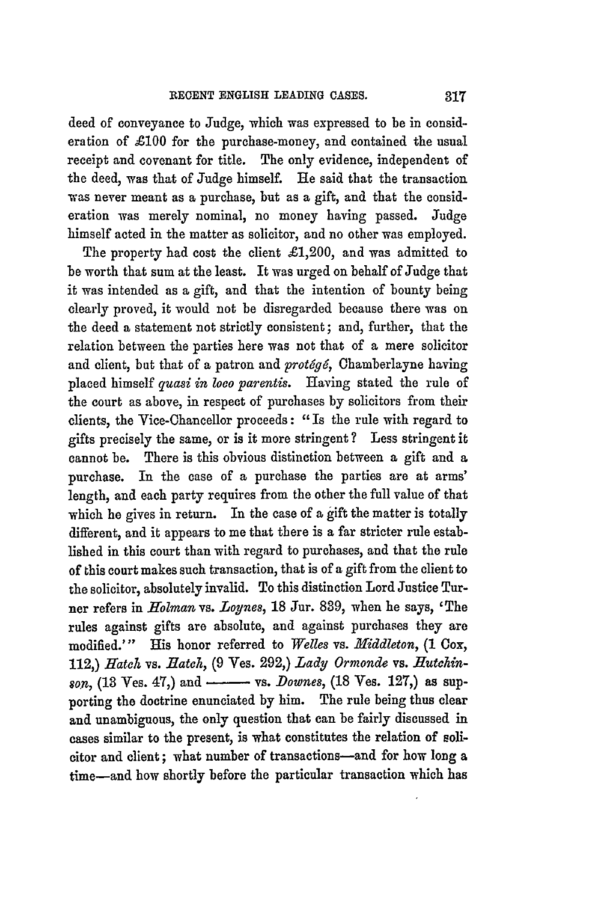deed of conveyance to Judge, which was expressed to be in consideration of £100 for the purchase-money, and contained the usual receipt and covenant for title. The only evidence, independent of the deed, was that of Judge himself. He said that the transaction was never meant as a purchase, but as a gift, and that the consideration was merely nominal, no money having passed. Judge himself acted in the matter as solicitor, and no other was employed.

The property had cost the client £1,200, and was admitted to be worth that sum at the least. It was urged on behalf of Judge that it was intended as a gift, and that the intention of bounty being clearly proved, it would not be disregarded because there was on the deed a statement not strictly consistent; and, further, that the relation between the parties here was not that of a mere solicitor and client, but that of a patron and *protégé*, Chamberlayne having placed himself *quasi in loco parentis*. Having stated the rule of the court as above, in respect of purchases by solicitors from their clients, the Vice-Chancellor proceeds: "Is the rule with regard to gifts precisely the same, or is it more stringent? Less stringent it cannot be. There is this obvious distinction between a gift and a purchase. In the case of a purchase the parties are at arms' length, and each party requires from the other the full value of that which he gives in return. In the case of a gift the matter is totally different, and it appears to me that there is a far stricter rule established in this court than with regard to purchases, and that the rule of this court makes such transaction, that is of a gift from the client to the solicitor, absolutely invalid. To this distinction Lord Justice Turner refers in *Holman* vs. *Loynes*, 18 Jur. 839, when he says, 'The rules against gifts are absolute, and against purchases they are modified.'" His honor referred to *Welles* vs. *Middleton*, (1 Cox, 112,) *Hatch* vs. *Hatch*, (9 Ves. 292,) *Lady Ormonde* vs. *Hutchinson*, (13 Ves. 47,) and ——— vs. *Downes*, (18 Ves. 127,) as supporting the doctrine enunciated by him. The rule being thus clear and unambiguous, the only question that can be fairly discussed in cases similar to the present, is what constitutes the relation of solicitor and client; what number of transactions—and for how long a time—and how shortly before the particular transaction which has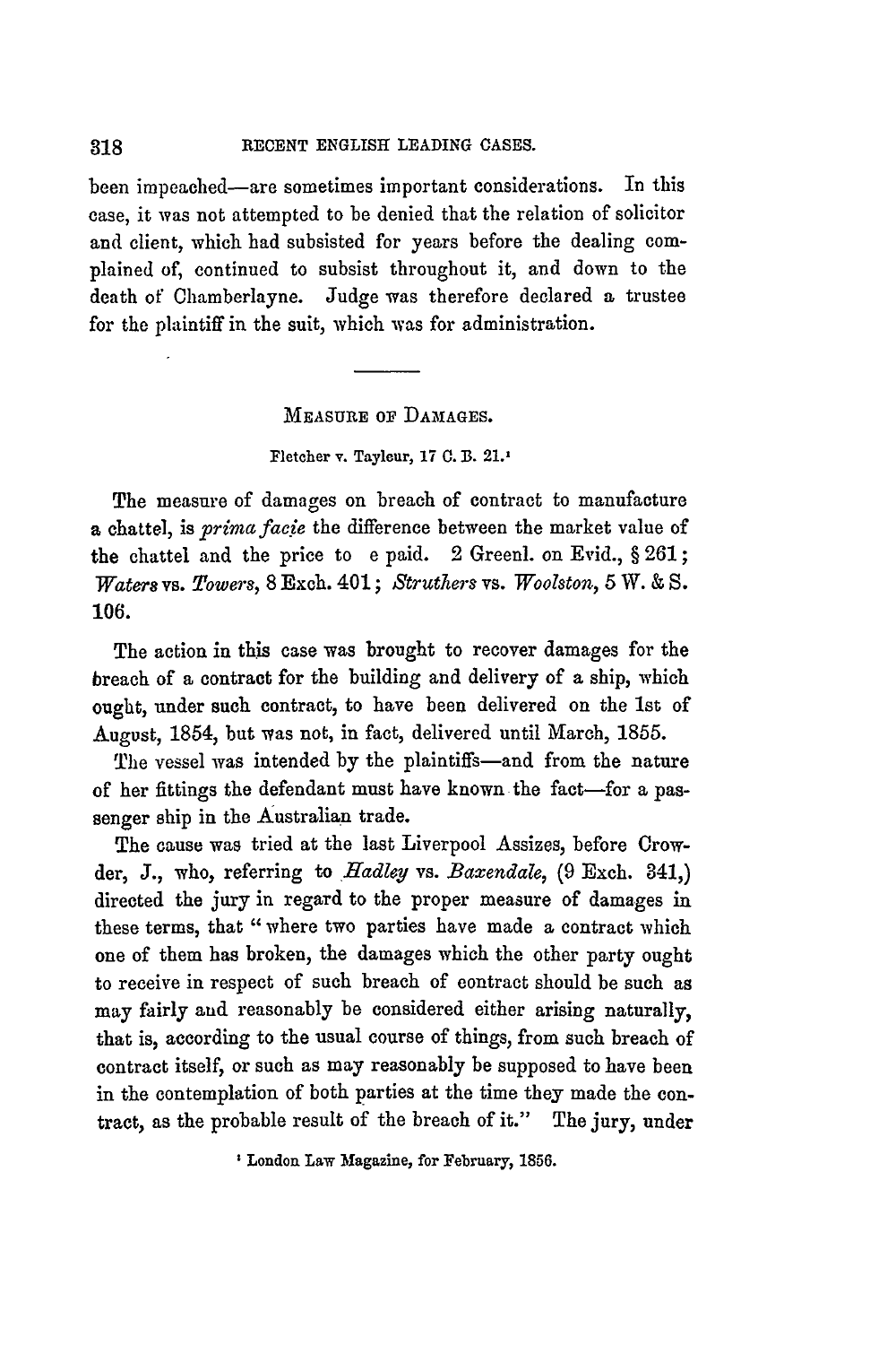been impeached—are sometimes important considerations. In this case, it was not attempted to be denied that the relation of solicitor and client, which had subsisted for years before the dealing complained of, continued to subsist throughout it, and down to the death of Chamberlayne. Judge was therefore declared a trustee for the plaintiff in the suit, which was for administration.

---

### Measure of Damages.

Fletcher v. Tayleur, 17 C. B. 21.[1]

The measure of damages on breach of contract to manufacture a chattel, is *prima facie* the difference between the market value of the chattel and the price to e paid. 2 Greenl. on Evid., § 261; *Waters* vs. *Towers*, 8 Exch. 401; *Struthers* vs. *Woolston*, 5 W. & S. 106.

The action in this case was brought to recover damages for the breach of a contract for the building and delivery of a ship, which ought, under such contract, to have been delivered on the 1st of August, 1854, but was not, in fact, delivered until March, 1855.

The vessel was intended by the plaintiffs—and from the nature of her fittings the defendant must have known the fact—for a passenger ship in the Australian trade.

The cause was tried at the last Liverpool Assizes, before Crowder, J., who, referring to *Hadley* vs. *Baxendale*, (9 Exch. 341,) directed the jury in regard to the proper measure of damages in these terms, that "where two parties have made a contract which one of them has broken, the damages which the other party ought to receive in respect of such breach of contract should be such as may fairly and reasonably be considered either arising naturally, that is, according to the usual course of things, from such breach of contract itself, or such as may reasonably be supposed to have been in the contemplation of both parties at the time they made the contract, as the probable result of the breach of it." The jury, under

[1] London Law Magazine, for February, 1856.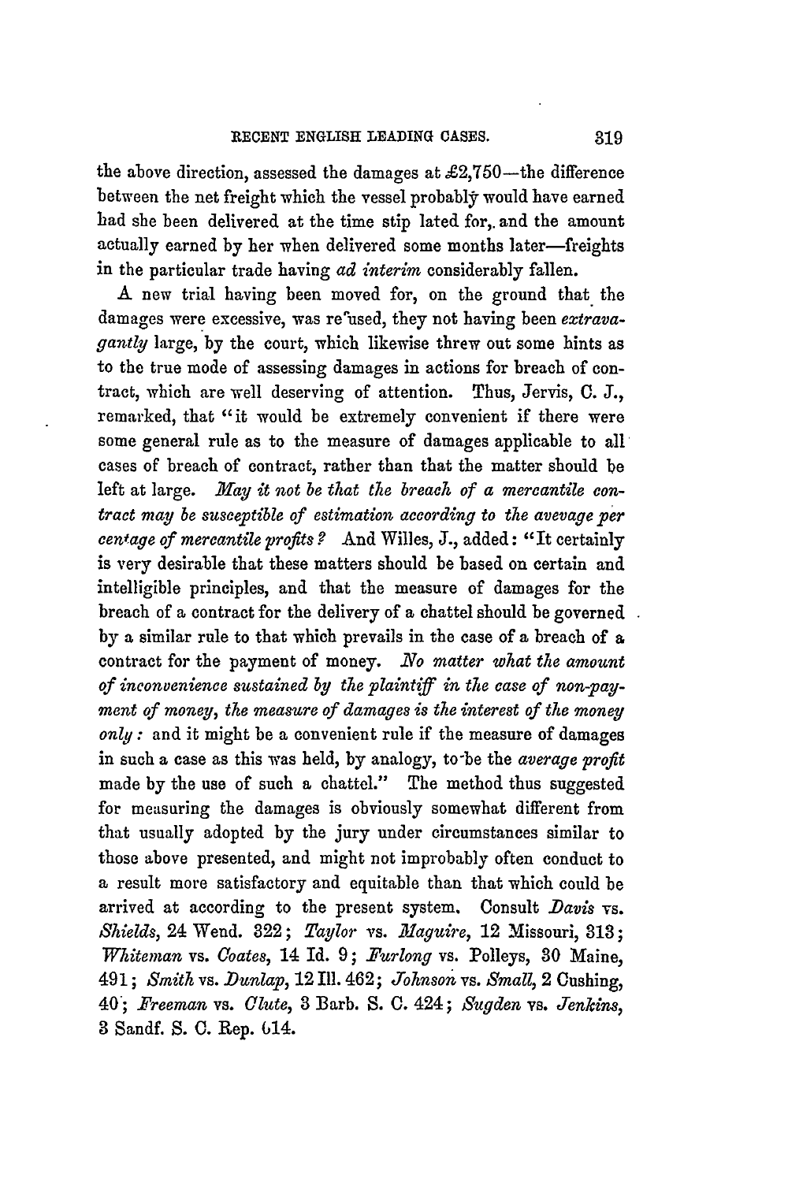the above direction, assessed the damages at £2,750—the difference between the net freight which the vessel probably would have earned had she been delivered at the time stip lated for, and the amount actually earned by her when delivered some months later—freights in the particular trade having *ad interim* considerably fallen.

A new trial having been moved for, on the ground that the damages were excessive, was re'used, they not having been *extravagantly* large, by the court, which likewise threw out some hints as to the true mode of assessing damages in actions for breach of contract, which are well deserving of attention. Thus, Jervis, C. J., remarked, that "it would be extremely convenient if there were some general rule as to the measure of damages applicable to all cases of breach of contract, rather than that the matter should be left at large. *May it not be that the breach of a mercantile contract may be susceptible of estimation according to the avevage per centage of mercantile profits?* And Willes, J., added: "It certainly is very desirable that these matters should be based on certain and intelligible principles, and that the measure of damages for the breach of a contract for the delivery of a chattel should be governed by a similar rule to that which prevails in the case of a breach of a contract for the payment of money. *No matter what the amount of inconvenience sustained by the plaintiff in the case of non-payment of money, the measure of damages is the interest of the money only:* and it might be a convenient rule if the measure of damages in such a case as this was held, by analogy, to be the *average profit* made by the use of such a chattel." The method thus suggested for measuring the damages is obviously somewhat different from that usually adopted by the jury under circumstances similar to those above presented, and might not improbably often conduct to a result more satisfactory and equitable than that which could be arrived at according to the present system. Consult *Davis* vs. *Shields*, 24 Wend. 322; *Taylor* vs. *Maguire*, 12 Missouri, 313; *Whiteman* vs. *Coates*, 14 Id. 9; *Furlong* vs. Polleys, 30 Maine, 491; *Smith* vs. *Dunlap*, 12 Ill. 462; *Johnson* vs. *Small*, 2 Cushing, 40; *Freeman* vs. *Clute*, 3 Barb. S. C. 424; *Sugden* vs. *Jenkins*, 3 Sandf. S. C. Rep. 614.